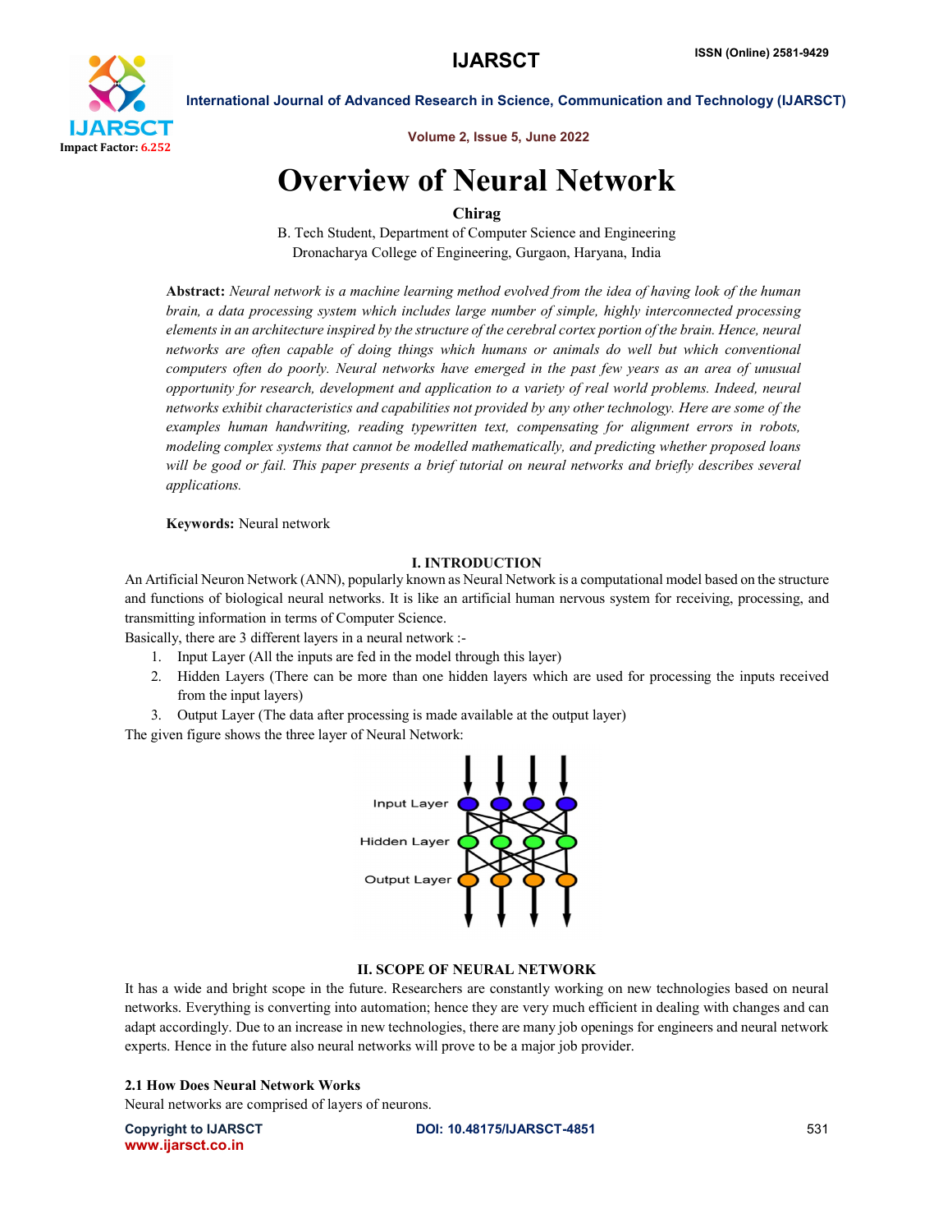# Overview of Neural Network

**Chirag**

B. Tech Student, Department of Computer Science and Engineering

Dronacharya College of Engineering, Gurgaon, Haryana, India

**Abstract:** *Neural network is a machine learning method evolved from the idea of having look of the human brain, a data processing system which includes large number of simple, highly interconnected processing elements in an architecture inspired by the structure of the cerebral cortex portion of the brain. Hence, neural networks are often capable of doing things which humans or animals do well but which conventional computers often do poorly. Neural networks have emerged in the past few years as an area of unusual opportunity for research, development and application to a variety of real world problems. Indeed, neural networks exhibit characteristics and capabilities not provided by any other technology. Here are some of the examples human handwriting, reading typewritten text, compensating for alignment errors in robots, modeling complex systems that cannot be modelled mathematically, and predicting whether proposed loans will be good or fail. This paper presents a brief tutorial on neural networks and briefly describes several applications.*

**Keywords:** Neural network

## I. INTRODUCTION

An Artificial Neuron Network (ANN), popularly known as Neural Network is a computational model based on the structure and functions of biological neural networks. It is like an artificial human nervous system for receiving, processing, and transmitting information in terms of Computer Science.

Basically, there are 3 different layers in a neural network :-

1. Input Layer (All the inputs are fed in the model through this layer)
2. Hidden Layers (There can be more than one hidden layers which are used for processing the inputs received from the input layers)
3. Output Layer (The data after processing is made available at the output layer)

The given figure shows the three layer of Neural Network:

## II. SCOPE OF NEURAL NETWORK

It has a wide and bright scope in the future. Researchers are constantly working on new technologies based on neural networks. Everything is converting into automation; hence they are very much efficient in dealing with changes and can adapt accordingly. Due to an increase in new technologies, there are many job openings for engineers and neural network experts. Hence in the future also neural networks will prove to be a major job provider.

### 2.1 How Does Neural Network Works

Neural networks are comprised of layers of neurons.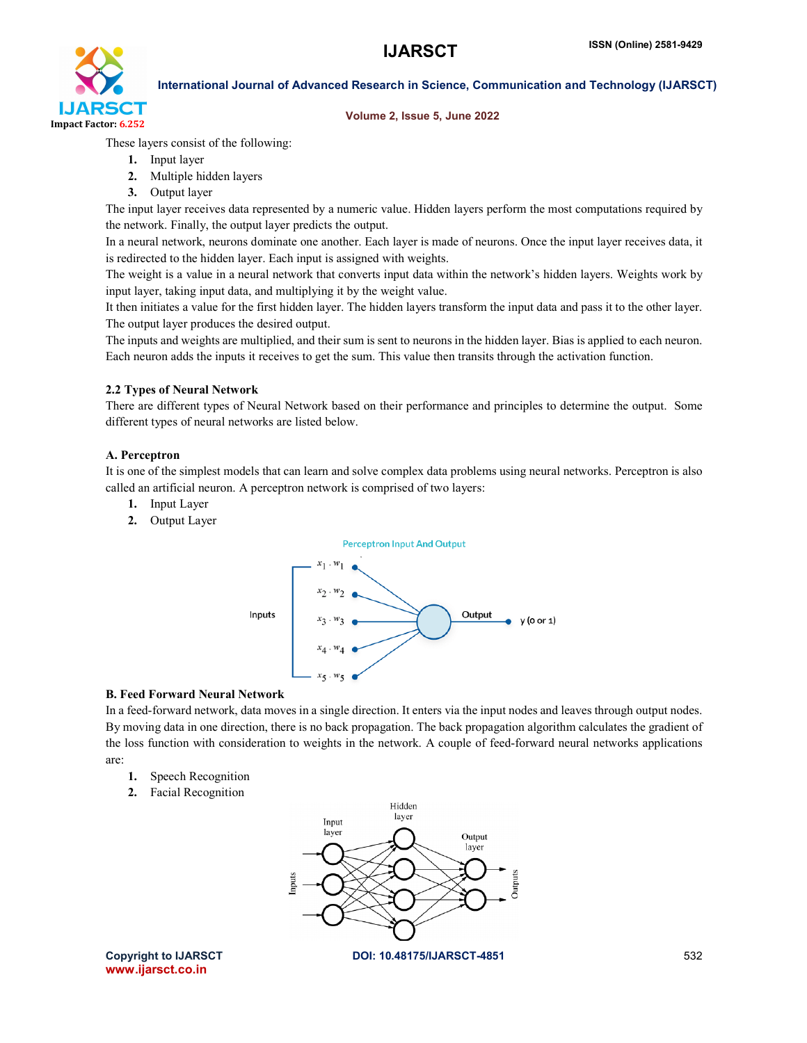These layers consist of the following:

1. Input layer
2. Multiple hidden layers
3. Output layer

The input layer receives data represented by a numeric value. Hidden layers perform the most computations required by the network. Finally, the output layer predicts the output.

In a neural network, neurons dominate one another. Each layer is made of neurons. Once the input layer receives data, it is redirected to the hidden layer. Each input is assigned with weights.

The weight is a value in a neural network that converts input data within the network's hidden layers. Weights work by input layer, taking input data, and multiplying it by the weight value.

It then initiates a value for the first hidden layer. The hidden layers transform the input data and pass it to the other layer. The output layer produces the desired output.

The inputs and weights are multiplied, and their sum is sent to neurons in the hidden layer. Bias is applied to each neuron. Each neuron adds the inputs it receives to get the sum. This value then transits through the activation function.

### 2.2 Types of Neural Network

There are different types of Neural Network based on their performance and principles to determine the output. Some different types of neural networks are listed below.

#### A. Perceptron

It is one of the simplest models that can learn and solve complex data problems using neural networks. Perceptron is also called an artificial neuron. A perceptron network is comprised of two layers:

1. Input Layer
2. Output Layer

Perceptron Input And Output

Inputs: $x_1 \cdot w_1$, $x_2 \cdot w_2$, $x_3 \cdot w_3$, $x_4 \cdot w_4$, $x_5 \cdot w_5$ → Output → y (0 or 1)

#### B. Feed Forward Neural Network

In a feed-forward network, data moves in a single direction. It enters via the input nodes and leaves through output nodes. By moving data in one direction, there is no back propagation. The back propagation algorithm calculates the gradient of the loss function with consideration to weights in the network. A couple of feed-forward neural networks applications are:

1. Speech Recognition
2. Facial Recognition

Inputs → Input layer → Hidden layer → Output layer → Outputs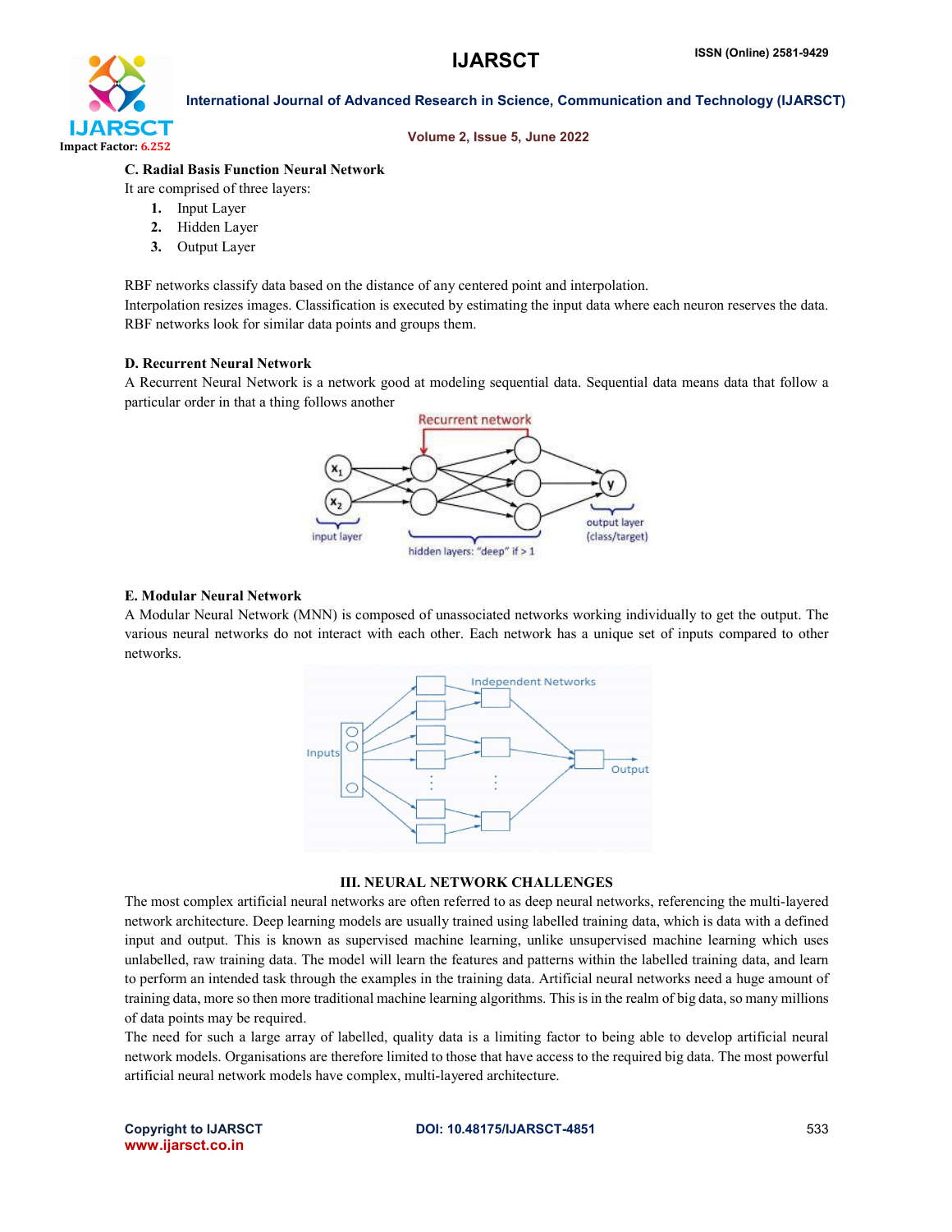### C. Radial Basis Function Neural Network

It are comprised of three layers:

1. Input Layer
2. Hidden Layer
3. Output Layer

RBF networks classify data based on the distance of any centered point and interpolation.
Interpolation resizes images. Classification is executed by estimating the input data where each neuron reserves the data. RBF networks look for similar data points and groups them.

### D. Recurrent Neural Network

A Recurrent Neural Network is a network good at modeling sequential data. Sequential data means data that follow a particular order in that a thing follows another

### E. Modular Neural Network

A Modular Neural Network (MNN) is composed of unassociated networks working individually to get the output. The various neural networks do not interact with each other. Each network has a unique set of inputs compared to other networks.

## III. NEURAL NETWORK CHALLENGES

The most complex artificial neural networks are often referred to as deep neural networks, referencing the multi-layered network architecture. Deep learning models are usually trained using labelled training data, which is data with a defined input and output. This is known as supervised machine learning, unlike unsupervised machine learning which uses unlabelled, raw training data. The model will learn the features and patterns within the labelled training data, and learn to perform an intended task through the examples in the training data. Artificial neural networks need a huge amount of training data, more so then more traditional machine learning algorithms. This is in the realm of big data, so many millions of data points may be required.

The need for such a large array of labelled, quality data is a limiting factor to being able to develop artificial neural network models. Organisations are therefore limited to those that have access to the required big data. The most powerful artificial neural network models have complex, multi-layered architecture.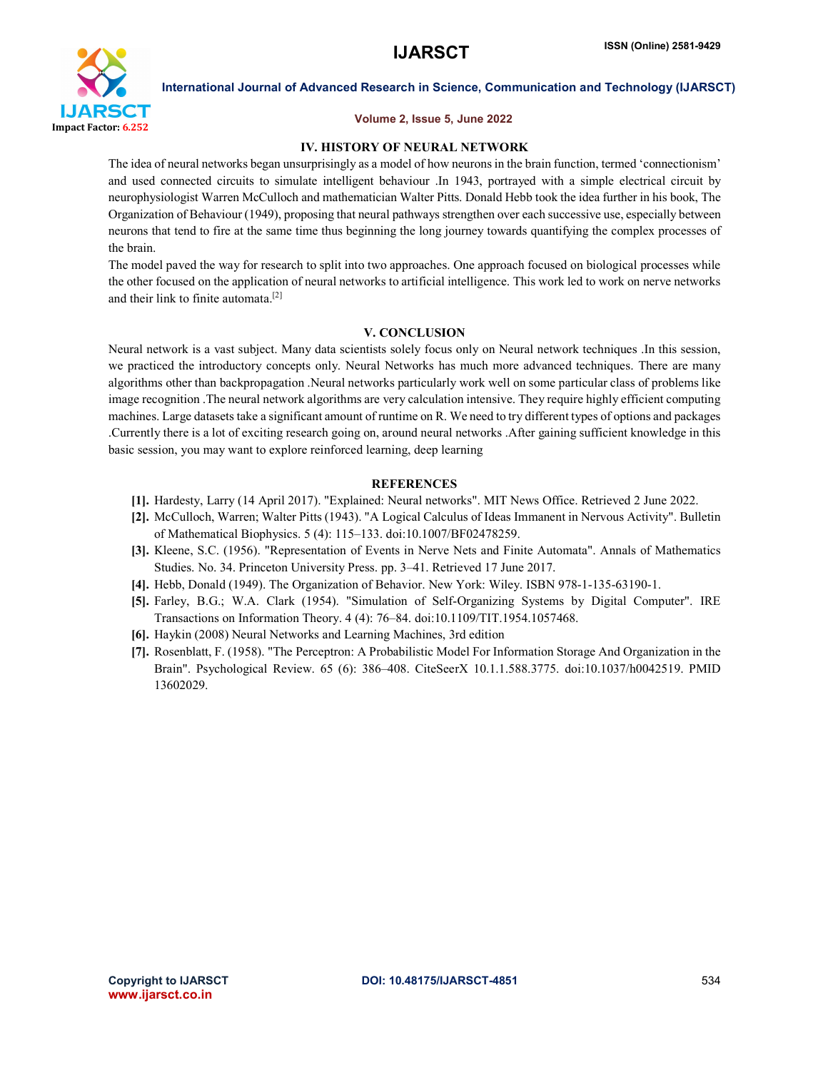## IV. HISTORY OF NEURAL NETWORK

The idea of neural networks began unsurprisingly as a model of how neurons in the brain function, termed 'connectionism' and used connected circuits to simulate intelligent behaviour .In 1943, portrayed with a simple electrical circuit by neurophysiologist Warren McCulloch and mathematician Walter Pitts. Donald Hebb took the idea further in his book, The Organization of Behaviour (1949), proposing that neural pathways strengthen over each successive use, especially between neurons that tend to fire at the same time thus beginning the long journey towards quantifying the complex processes of the brain.

The model paved the way for research to split into two approaches. One approach focused on biological processes while the other focused on the application of neural networks to artificial intelligence. This work led to work on nerve networks and their link to finite automata.[2]

## V. CONCLUSION

Neural network is a vast subject. Many data scientists solely focus only on Neural network techniques .In this session, we practiced the introductory concepts only. Neural Networks has much more advanced techniques. There are many algorithms other than backpropagation .Neural networks particularly work well on some particular class of problems like image recognition .The neural network algorithms are very calculation intensive. They require highly efficient computing machines. Large datasets take a significant amount of runtime on R. We need to try different types of options and packages .Currently there is a lot of exciting research going on, around neural networks .After gaining sufficient knowledge in this basic session, you may want to explore reinforced learning, deep learning

## REFERENCES

- **[1].** Hardesty, Larry (14 April 2017). "Explained: Neural networks". MIT News Office. Retrieved 2 June 2022.
- **[2].** McCulloch, Warren; Walter Pitts (1943). "A Logical Calculus of Ideas Immanent in Nervous Activity". Bulletin of Mathematical Biophysics. 5 (4): 115–133. doi:10.1007/BF02478259.
- **[3].** Kleene, S.C. (1956). "Representation of Events in Nerve Nets and Finite Automata". Annals of Mathematics Studies. No. 34. Princeton University Press. pp. 3–41. Retrieved 17 June 2017.
- **[4].** Hebb, Donald (1949). The Organization of Behavior. New York: Wiley. ISBN 978-1-135-63190-1.
- **[5].** Farley, B.G.; W.A. Clark (1954). "Simulation of Self-Organizing Systems by Digital Computer". IRE Transactions on Information Theory. 4 (4): 76–84. doi:10.1109/TIT.1954.1057468.
- **[6].** Haykin (2008) Neural Networks and Learning Machines, 3rd edition
- **[7].** Rosenblatt, F. (1958). "The Perceptron: A Probabilistic Model For Information Storage And Organization in the Brain". Psychological Review. 65 (6): 386–408. CiteSeerX 10.1.1.588.3775. doi:10.1037/h0042519. PMID 13602029.